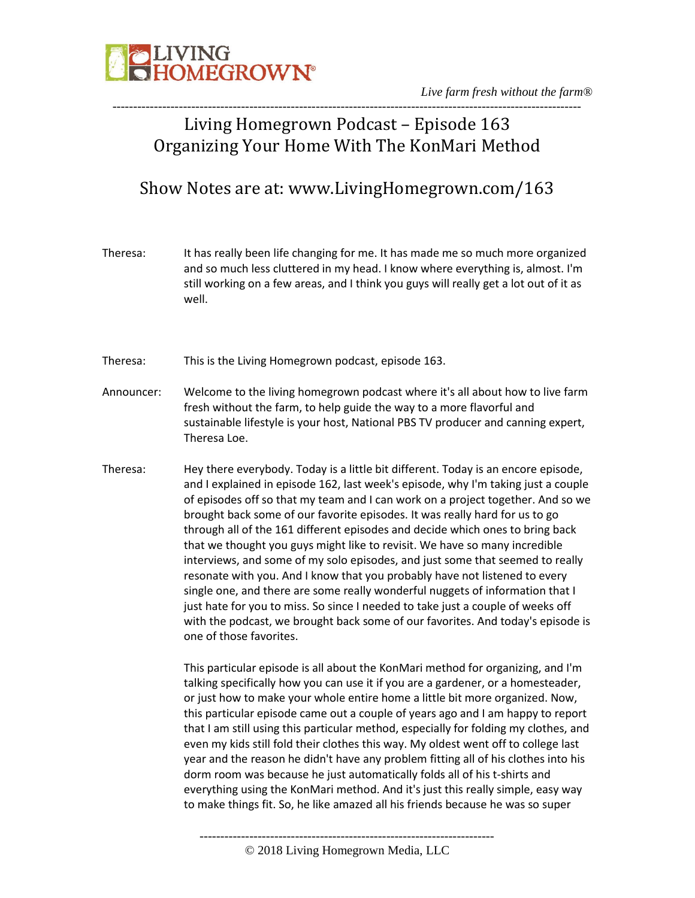LIVING HOMEGROWN®

*Live farm fresh without the farm®*

# Living Homegrown Podcast – Episode 163
# Organizing Your Home With The KonMari Method

## Show Notes are at: www.LivingHomegrown.com/163

Theresa: It has really been life changing for me. It has made me so much more organized and so much less cluttered in my head. I know where everything is, almost. I'm still working on a few areas, and I think you guys will really get a lot out of it as well.

Theresa: This is the Living Homegrown podcast, episode 163.

Announcer: Welcome to the living homegrown podcast where it's all about how to live farm fresh without the farm, to help guide the way to a more flavorful and sustainable lifestyle is your host, National PBS TV producer and canning expert, Theresa Loe.

Theresa: Hey there everybody. Today is a little bit different. Today is an encore episode, and I explained in episode 162, last week's episode, why I'm taking just a couple of episodes off so that my team and I can work on a project together. And so we brought back some of our favorite episodes. It was really hard for us to go through all of the 161 different episodes and decide which ones to bring back that we thought you guys might like to revisit. We have so many incredible interviews, and some of my solo episodes, and just some that seemed to really resonate with you. And I know that you probably have not listened to every single one, and there are some really wonderful nuggets of information that I just hate for you to miss. So since I needed to take just a couple of weeks off with the podcast, we brought back some of our favorites. And today's episode is one of those favorites.

This particular episode is all about the KonMari method for organizing, and I'm talking specifically how you can use it if you are a gardener, or a homesteader, or just how to make your whole entire home a little bit more organized. Now, this particular episode came out a couple of years ago and I am happy to report that I am still using this particular method, especially for folding my clothes, and even my kids still fold their clothes this way. My oldest went off to college last year and the reason he didn't have any problem fitting all of his clothes into his dorm room was because he just automatically folds all of his t-shirts and everything using the KonMari method. And it's just this really simple, easy way to make things fit. So, he like amazed all his friends because he was so super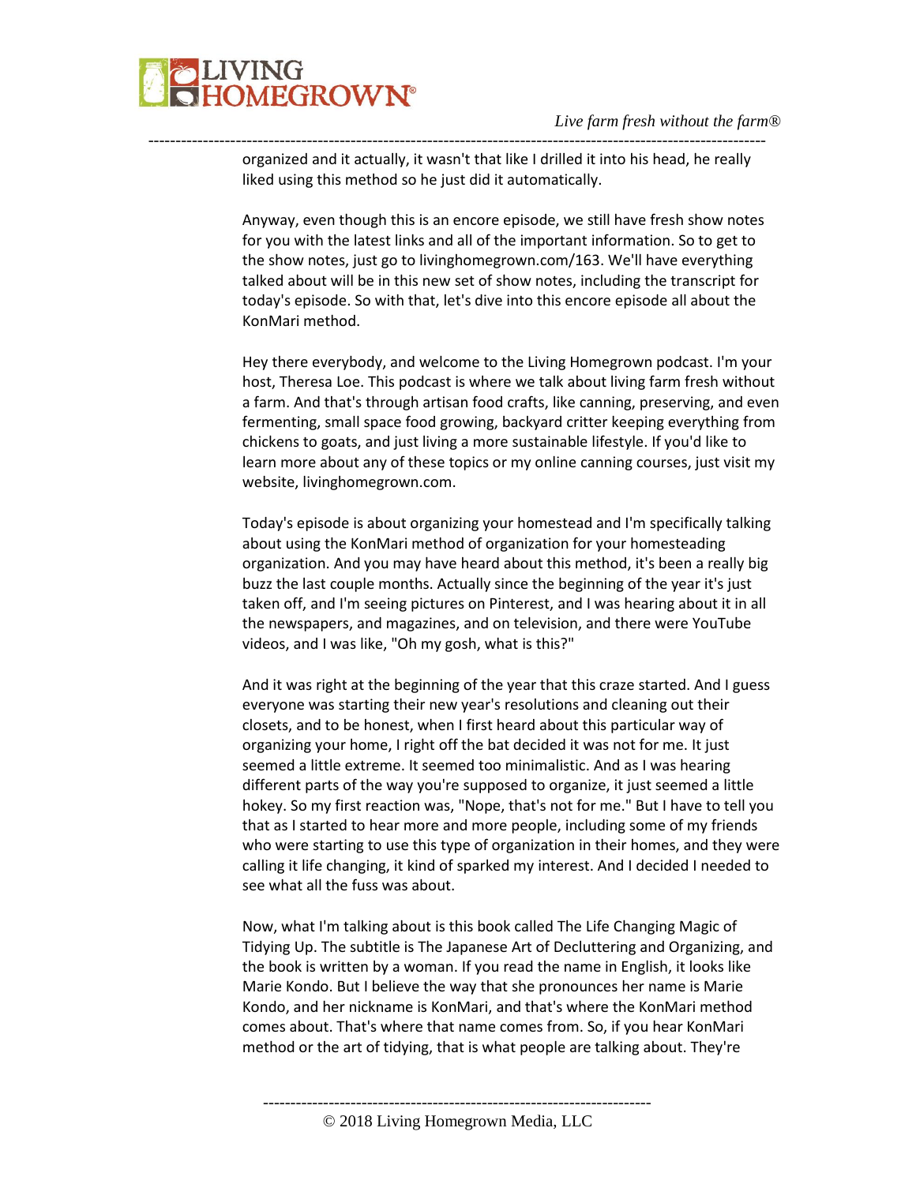organized and it actually, it wasn't that like I drilled it into his head, he really liked using this method so he just did it automatically.

Anyway, even though this is an encore episode, we still have fresh show notes for you with the latest links and all of the important information. So to get to the show notes, just go to livinghomegrown.com/163. We'll have everything talked about will be in this new set of show notes, including the transcript for today's episode. So with that, let's dive into this encore episode all about the KonMari method.

Hey there everybody, and welcome to the Living Homegrown podcast. I'm your host, Theresa Loe. This podcast is where we talk about living farm fresh without a farm. And that's through artisan food crafts, like canning, preserving, and even fermenting, small space food growing, backyard critter keeping everything from chickens to goats, and just living a more sustainable lifestyle. If you'd like to learn more about any of these topics or my online canning courses, just visit my website, livinghomegrown.com.

Today's episode is about organizing your homestead and I'm specifically talking about using the KonMari method of organization for your homesteading organization. And you may have heard about this method, it's been a really big buzz the last couple months. Actually since the beginning of the year it's just taken off, and I'm seeing pictures on Pinterest, and I was hearing about it in all the newspapers, and magazines, and on television, and there were YouTube videos, and I was like, "Oh my gosh, what is this?"

And it was right at the beginning of the year that this craze started. And I guess everyone was starting their new year's resolutions and cleaning out their closets, and to be honest, when I first heard about this particular way of organizing your home, I right off the bat decided it was not for me. It just seemed a little extreme. It seemed too minimalistic. And as I was hearing different parts of the way you're supposed to organize, it just seemed a little hokey. So my first reaction was, "Nope, that's not for me." But I have to tell you that as I started to hear more and more people, including some of my friends who were starting to use this type of organization in their homes, and they were calling it life changing, it kind of sparked my interest. And I decided I needed to see what all the fuss was about.

Now, what I'm talking about is this book called The Life Changing Magic of Tidying Up. The subtitle is The Japanese Art of Decluttering and Organizing, and the book is written by a woman. If you read the name in English, it looks like Marie Kondo. But I believe the way that she pronounces her name is Marie Kondo, and her nickname is KonMari, and that's where the KonMari method comes about. That's where that name comes from. So, if you hear KonMari method or the art of tidying, that is what people are talking about. They're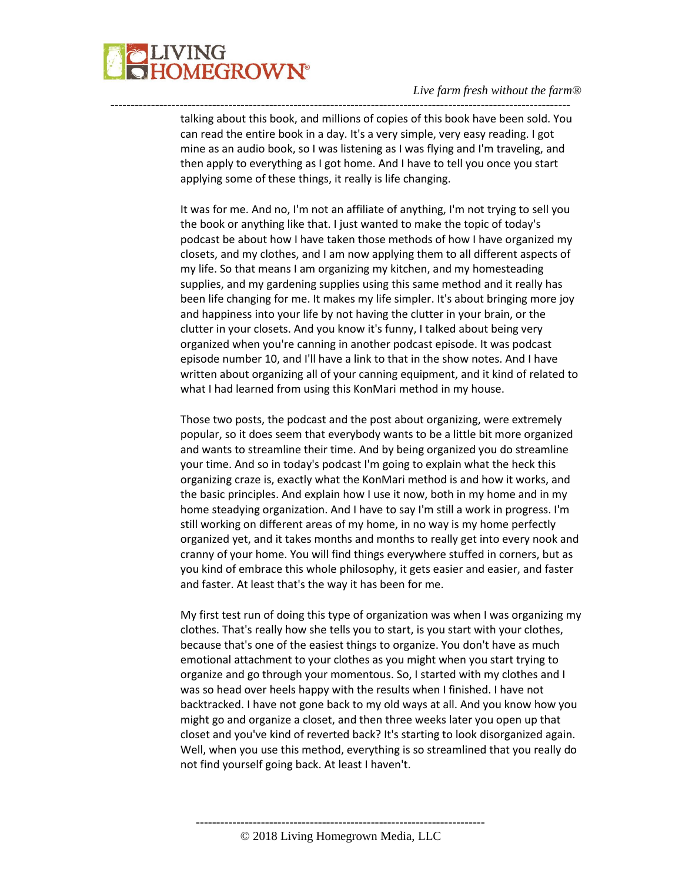talking about this book, and millions of copies of this book have been sold. You can read the entire book in a day. It's a very simple, very easy reading. I got mine as an audio book, so I was listening as I was flying and I'm traveling, and then apply to everything as I got home. And I have to tell you once you start applying some of these things, it really is life changing.

It was for me. And no, I'm not an affiliate of anything, I'm not trying to sell you the book or anything like that. I just wanted to make the topic of today's podcast be about how I have taken those methods of how I have organized my closets, and my clothes, and I am now applying them to all different aspects of my life. So that means I am organizing my kitchen, and my homesteading supplies, and my gardening supplies using this same method and it really has been life changing for me. It makes my life simpler. It's about bringing more joy and happiness into your life by not having the clutter in your brain, or the clutter in your closets. And you know it's funny, I talked about being very organized when you're canning in another podcast episode. It was podcast episode number 10, and I'll have a link to that in the show notes. And I have written about organizing all of your canning equipment, and it kind of related to what I had learned from using this KonMari method in my house.

Those two posts, the podcast and the post about organizing, were extremely popular, so it does seem that everybody wants to be a little bit more organized and wants to streamline their time. And by being organized you do streamline your time. And so in today's podcast I'm going to explain what the heck this organizing craze is, exactly what the KonMari method is and how it works, and the basic principles. And explain how I use it now, both in my home and in my home steadying organization. And I have to say I'm still a work in progress. I'm still working on different areas of my home, in no way is my home perfectly organized yet, and it takes months and months to really get into every nook and cranny of your home. You will find things everywhere stuffed in corners, but as you kind of embrace this whole philosophy, it gets easier and easier, and faster and faster. At least that's the way it has been for me.

My first test run of doing this type of organization was when I was organizing my clothes. That's really how she tells you to start, is you start with your clothes, because that's one of the easiest things to organize. You don't have as much emotional attachment to your clothes as you might when you start trying to organize and go through your momentous. So, I started with my clothes and I was so head over heels happy with the results when I finished. I have not backtracked. I have not gone back to my old ways at all. And you know how you might go and organize a closet, and then three weeks later you open up that closet and you've kind of reverted back? It's starting to look disorganized again. Well, when you use this method, everything is so streamlined that you really do not find yourself going back. At least I haven't.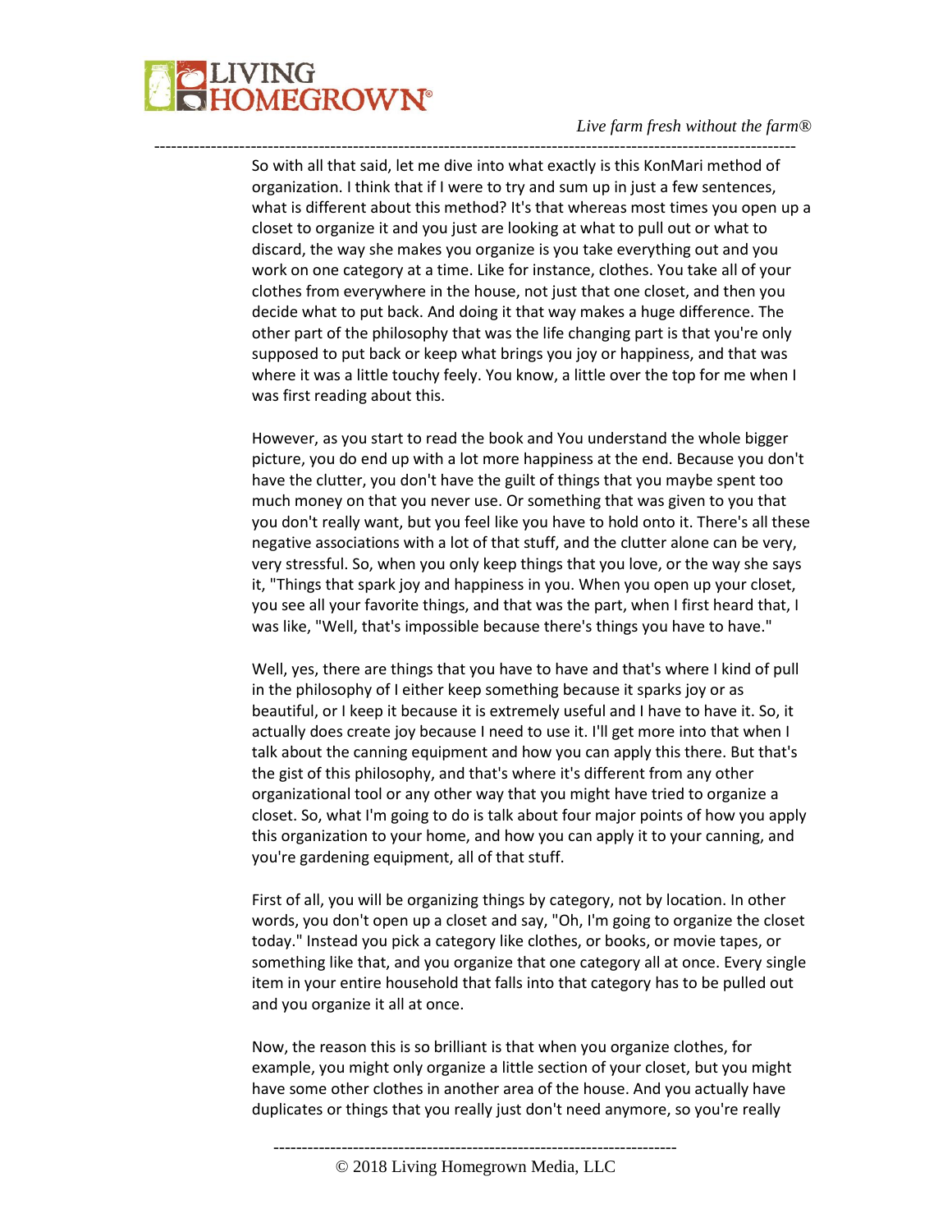So with all that said, let me dive into what exactly is this KonMari method of organization. I think that if I were to try and sum up in just a few sentences, what is different about this method? It's that whereas most times you open up a closet to organize it and you just are looking at what to pull out or what to discard, the way she makes you organize is you take everything out and you work on one category at a time. Like for instance, clothes. You take all of your clothes from everywhere in the house, not just that one closet, and then you decide what to put back. And doing it that way makes a huge difference. The other part of the philosophy that was the life changing part is that you're only supposed to put back or keep what brings you joy or happiness, and that was where it was a little touchy feely. You know, a little over the top for me when I was first reading about this.

However, as you start to read the book and You understand the whole bigger picture, you do end up with a lot more happiness at the end. Because you don't have the clutter, you don't have the guilt of things that you maybe spent too much money on that you never use. Or something that was given to you that you don't really want, but you feel like you have to hold onto it. There's all these negative associations with a lot of that stuff, and the clutter alone can be very, very stressful. So, when you only keep things that you love, or the way she says it, "Things that spark joy and happiness in you. When you open up your closet, you see all your favorite things, and that was the part, when I first heard that, I was like, "Well, that's impossible because there's things you have to have."

Well, yes, there are things that you have to have and that's where I kind of pull in the philosophy of I either keep something because it sparks joy or as beautiful, or I keep it because it is extremely useful and I have to have it. So, it actually does create joy because I need to use it. I'll get more into that when I talk about the canning equipment and how you can apply this there. But that's the gist of this philosophy, and that's where it's different from any other organizational tool or any other way that you might have tried to organize a closet. So, what I'm going to do is talk about four major points of how you apply this organization to your home, and how you can apply it to your canning, and you're gardening equipment, all of that stuff.

First of all, you will be organizing things by category, not by location. In other words, you don't open up a closet and say, "Oh, I'm going to organize the closet today." Instead you pick a category like clothes, or books, or movie tapes, or something like that, and you organize that one category all at once. Every single item in your entire household that falls into that category has to be pulled out and you organize it all at once.

Now, the reason this is so brilliant is that when you organize clothes, for example, you might only organize a little section of your closet, but you might have some other clothes in another area of the house. And you actually have duplicates or things that you really just don't need anymore, so you're really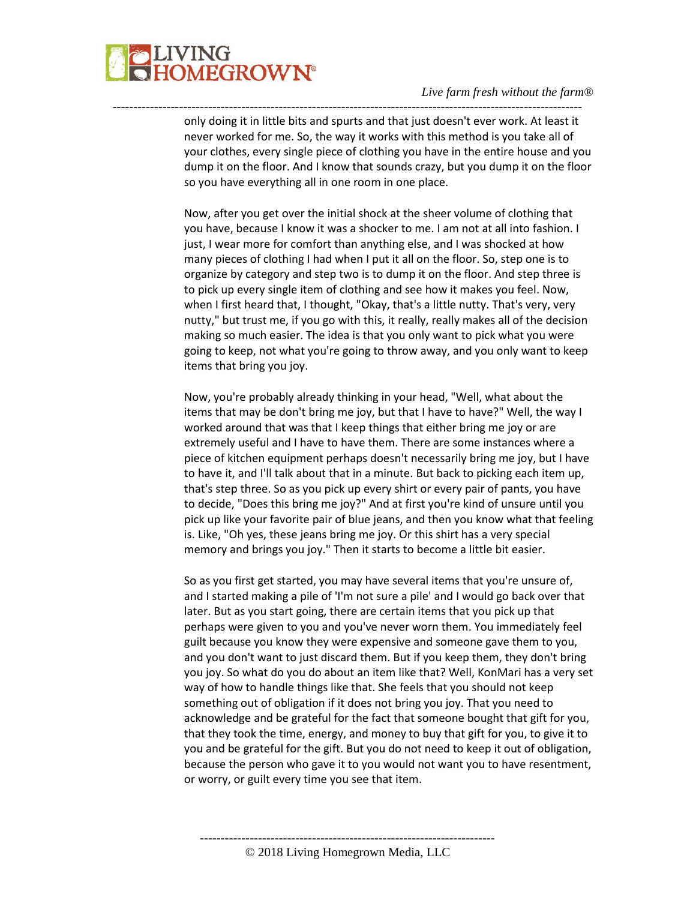only doing it in little bits and spurts and that just doesn't ever work. At least it never worked for me. So, the way it works with this method is you take all of your clothes, every single piece of clothing you have in the entire house and you dump it on the floor. And I know that sounds crazy, but you dump it on the floor so you have everything all in one room in one place.

Now, after you get over the initial shock at the sheer volume of clothing that you have, because I know it was a shocker to me. I am not at all into fashion. I just, I wear more for comfort than anything else, and I was shocked at how many pieces of clothing I had when I put it all on the floor. So, step one is to organize by category and step two is to dump it on the floor. And step three is to pick up every single item of clothing and see how it makes you feel. Now, when I first heard that, I thought, "Okay, that's a little nutty. That's very, very nutty," but trust me, if you go with this, it really, really makes all of the decision making so much easier. The idea is that you only want to pick what you were going to keep, not what you're going to throw away, and you only want to keep items that bring you joy.

Now, you're probably already thinking in your head, "Well, what about the items that may be don't bring me joy, but that I have to have?" Well, the way I worked around that was that I keep things that either bring me joy or are extremely useful and I have to have them. There are some instances where a piece of kitchen equipment perhaps doesn't necessarily bring me joy, but I have to have it, and I'll talk about that in a minute. But back to picking each item up, that's step three. So as you pick up every shirt or every pair of pants, you have to decide, "Does this bring me joy?" And at first you're kind of unsure until you pick up like your favorite pair of blue jeans, and then you know what that feeling is. Like, "Oh yes, these jeans bring me joy. Or this shirt has a very special memory and brings you joy." Then it starts to become a little bit easier.

So as you first get started, you may have several items that you're unsure of, and I started making a pile of 'I'm not sure a pile' and I would go back over that later. But as you start going, there are certain items that you pick up that perhaps were given to you and you've never worn them. You immediately feel guilt because you know they were expensive and someone gave them to you, and you don't want to just discard them. But if you keep them, they don't bring you joy. So what do you do about an item like that? Well, KonMari has a very set way of how to handle things like that. She feels that you should not keep something out of obligation if it does not bring you joy. That you need to acknowledge and be grateful for the fact that someone bought that gift for you, that they took the time, energy, and money to buy that gift for you, to give it to you and be grateful for the gift. But you do not need to keep it out of obligation, because the person who gave it to you would not want you to have resentment, or worry, or guilt every time you see that item.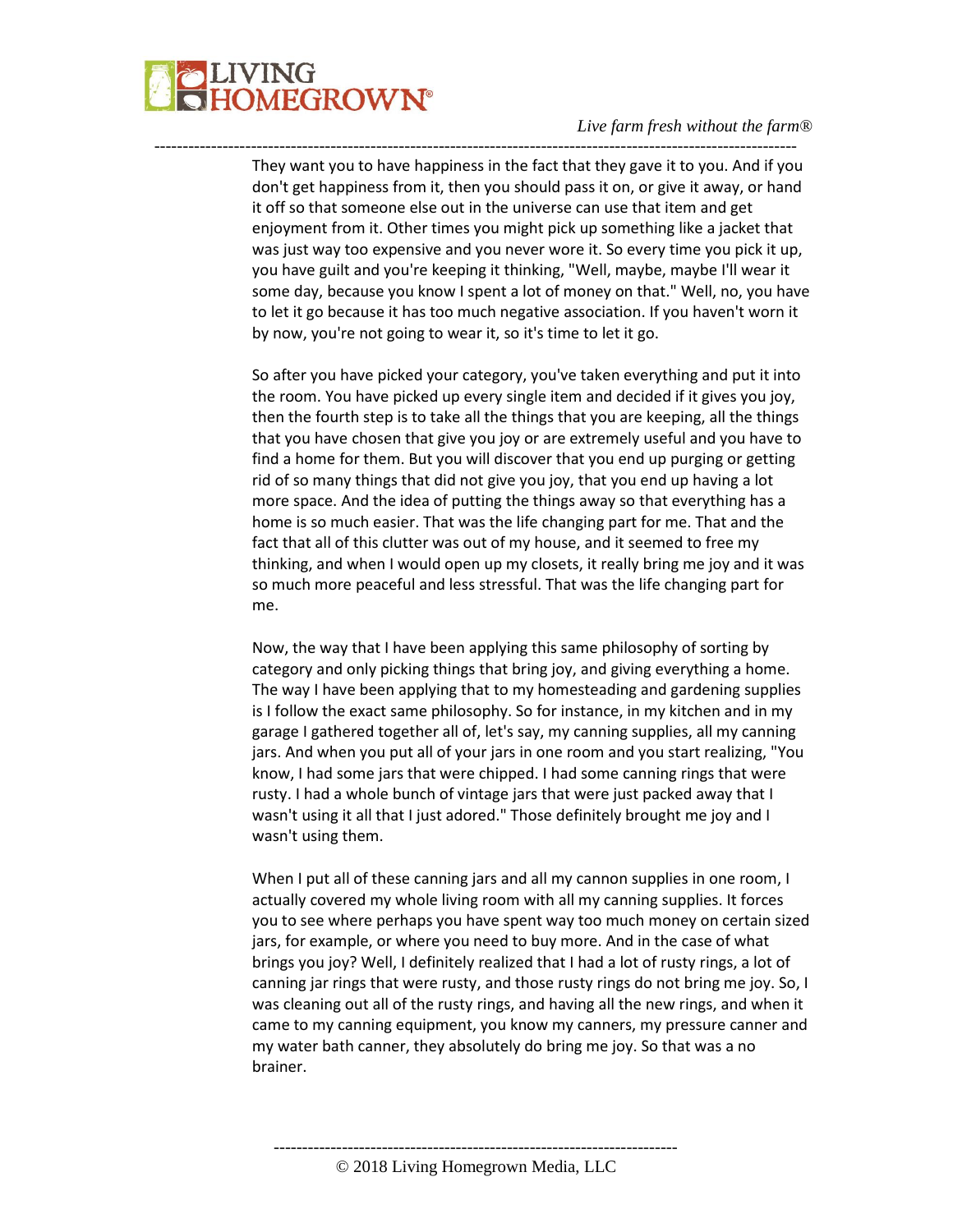They want you to have happiness in the fact that they gave it to you. And if you don't get happiness from it, then you should pass it on, or give it away, or hand it off so that someone else out in the universe can use that item and get enjoyment from it. Other times you might pick up something like a jacket that was just way too expensive and you never wore it. So every time you pick it up, you have guilt and you're keeping it thinking, "Well, maybe, maybe I'll wear it some day, because you know I spent a lot of money on that." Well, no, you have to let it go because it has too much negative association. If you haven't worn it by now, you're not going to wear it, so it's time to let it go.

So after you have picked your category, you've taken everything and put it into the room. You have picked up every single item and decided if it gives you joy, then the fourth step is to take all the things that you are keeping, all the things that you have chosen that give you joy or are extremely useful and you have to find a home for them. But you will discover that you end up purging or getting rid of so many things that did not give you joy, that you end up having a lot more space. And the idea of putting the things away so that everything has a home is so much easier. That was the life changing part for me. That and the fact that all of this clutter was out of my house, and it seemed to free my thinking, and when I would open up my closets, it really bring me joy and it was so much more peaceful and less stressful. That was the life changing part for me.

Now, the way that I have been applying this same philosophy of sorting by category and only picking things that bring joy, and giving everything a home. The way I have been applying that to my homesteading and gardening supplies is I follow the exact same philosophy. So for instance, in my kitchen and in my garage I gathered together all of, let's say, my canning supplies, all my canning jars. And when you put all of your jars in one room and you start realizing, "You know, I had some jars that were chipped. I had some canning rings that were rusty. I had a whole bunch of vintage jars that were just packed away that I wasn't using it all that I just adored." Those definitely brought me joy and I wasn't using them.

When I put all of these canning jars and all my cannon supplies in one room, I actually covered my whole living room with all my canning supplies. It forces you to see where perhaps you have spent way too much money on certain sized jars, for example, or where you need to buy more. And in the case of what brings you joy? Well, I definitely realized that I had a lot of rusty rings, a lot of canning jar rings that were rusty, and those rusty rings do not bring me joy. So, I was cleaning out all of the rusty rings, and having all the new rings, and when it came to my canning equipment, you know my canners, my pressure canner and my water bath canner, they absolutely do bring me joy. So that was a no brainer.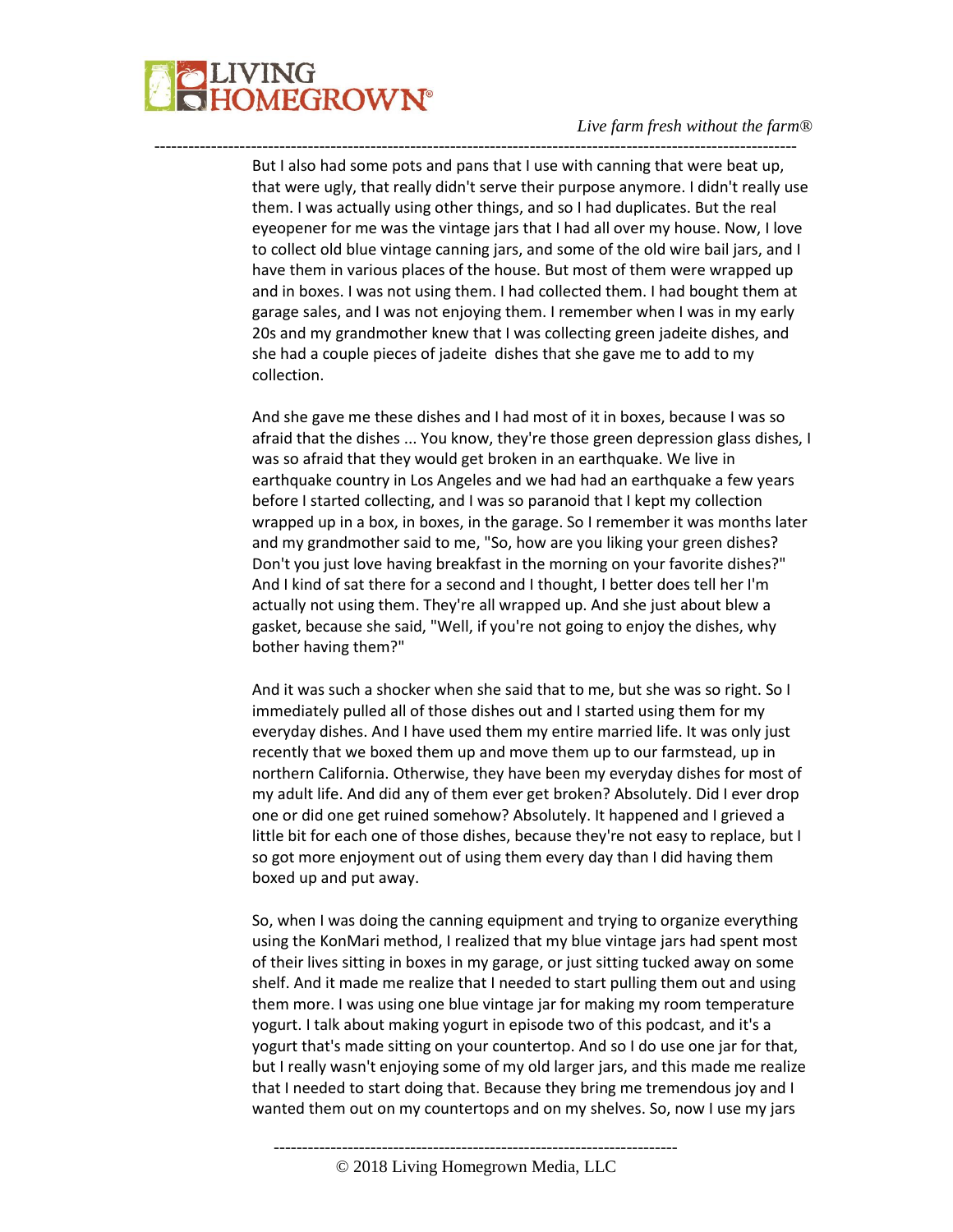But I also had some pots and pans that I use with canning that were beat up, that were ugly, that really didn't serve their purpose anymore. I didn't really use them. I was actually using other things, and so I had duplicates. But the real eyeopener for me was the vintage jars that I had all over my house. Now, I love to collect old blue vintage canning jars, and some of the old wire bail jars, and I have them in various places of the house. But most of them were wrapped up and in boxes. I was not using them. I had collected them. I had bought them at garage sales, and I was not enjoying them. I remember when I was in my early 20s and my grandmother knew that I was collecting green jadeite dishes, and she had a couple pieces of jadeite dishes that she gave me to add to my collection.

And she gave me these dishes and I had most of it in boxes, because I was so afraid that the dishes ... You know, they're those green depression glass dishes, I was so afraid that they would get broken in an earthquake. We live in earthquake country in Los Angeles and we had had an earthquake a few years before I started collecting, and I was so paranoid that I kept my collection wrapped up in a box, in boxes, in the garage. So I remember it was months later and my grandmother said to me, "So, how are you liking your green dishes? Don't you just love having breakfast in the morning on your favorite dishes?" And I kind of sat there for a second and I thought, I better does tell her I'm actually not using them. They're all wrapped up. And she just about blew a gasket, because she said, "Well, if you're not going to enjoy the dishes, why bother having them?"

And it was such a shocker when she said that to me, but she was so right. So I immediately pulled all of those dishes out and I started using them for my everyday dishes. And I have used them my entire married life. It was only just recently that we boxed them up and move them up to our farmstead, up in northern California. Otherwise, they have been my everyday dishes for most of my adult life. And did any of them ever get broken? Absolutely. Did I ever drop one or did one get ruined somehow? Absolutely. It happened and I grieved a little bit for each one of those dishes, because they're not easy to replace, but I so got more enjoyment out of using them every day than I did having them boxed up and put away.

So, when I was doing the canning equipment and trying to organize everything using the KonMari method, I realized that my blue vintage jars had spent most of their lives sitting in boxes in my garage, or just sitting tucked away on some shelf. And it made me realize that I needed to start pulling them out and using them more. I was using one blue vintage jar for making my room temperature yogurt. I talk about making yogurt in episode two of this podcast, and it's a yogurt that's made sitting on your countertop. And so I do use one jar for that, but I really wasn't enjoying some of my old larger jars, and this made me realize that I needed to start doing that. Because they bring me tremendous joy and I wanted them out on my countertops and on my shelves. So, now I use my jars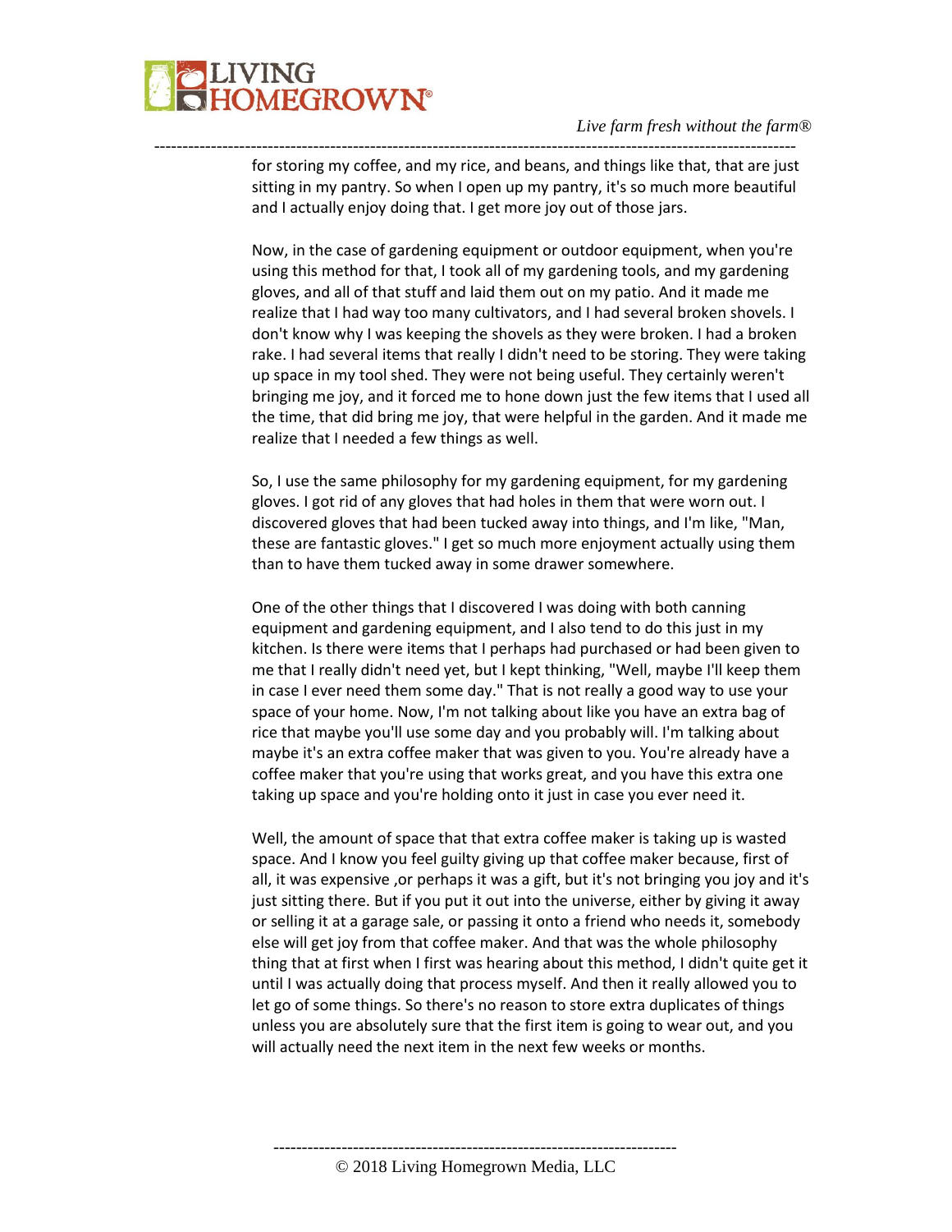for storing my coffee, and my rice, and beans, and things like that, that are just sitting in my pantry. So when I open up my pantry, it's so much more beautiful and I actually enjoy doing that. I get more joy out of those jars.

Now, in the case of gardening equipment or outdoor equipment, when you're using this method for that, I took all of my gardening tools, and my gardening gloves, and all of that stuff and laid them out on my patio. And it made me realize that I had way too many cultivators, and I had several broken shovels. I don't know why I was keeping the shovels as they were broken. I had a broken rake. I had several items that really I didn't need to be storing. They were taking up space in my tool shed. They were not being useful. They certainly weren't bringing me joy, and it forced me to hone down just the few items that I used all the time, that did bring me joy, that were helpful in the garden. And it made me realize that I needed a few things as well.

So, I use the same philosophy for my gardening equipment, for my gardening gloves. I got rid of any gloves that had holes in them that were worn out. I discovered gloves that had been tucked away into things, and I'm like, "Man, these are fantastic gloves." I get so much more enjoyment actually using them than to have them tucked away in some drawer somewhere.

One of the other things that I discovered I was doing with both canning equipment and gardening equipment, and I also tend to do this just in my kitchen. Is there were items that I perhaps had purchased or had been given to me that I really didn't need yet, but I kept thinking, "Well, maybe I'll keep them in case I ever need them some day." That is not really a good way to use your space of your home. Now, I'm not talking about like you have an extra bag of rice that maybe you'll use some day and you probably will. I'm talking about maybe it's an extra coffee maker that was given to you. You're already have a coffee maker that you're using that works great, and you have this extra one taking up space and you're holding onto it just in case you ever need it.

Well, the amount of space that that extra coffee maker is taking up is wasted space. And I know you feel guilty giving up that coffee maker because, first of all, it was expensive ,or perhaps it was a gift, but it's not bringing you joy and it's just sitting there. But if you put it out into the universe, either by giving it away or selling it at a garage sale, or passing it onto a friend who needs it, somebody else will get joy from that coffee maker. And that was the whole philosophy thing that at first when I first was hearing about this method, I didn't quite get it until I was actually doing that process myself. And then it really allowed you to let go of some things. So there's no reason to store extra duplicates of things unless you are absolutely sure that the first item is going to wear out, and you will actually need the next item in the next few weeks or months.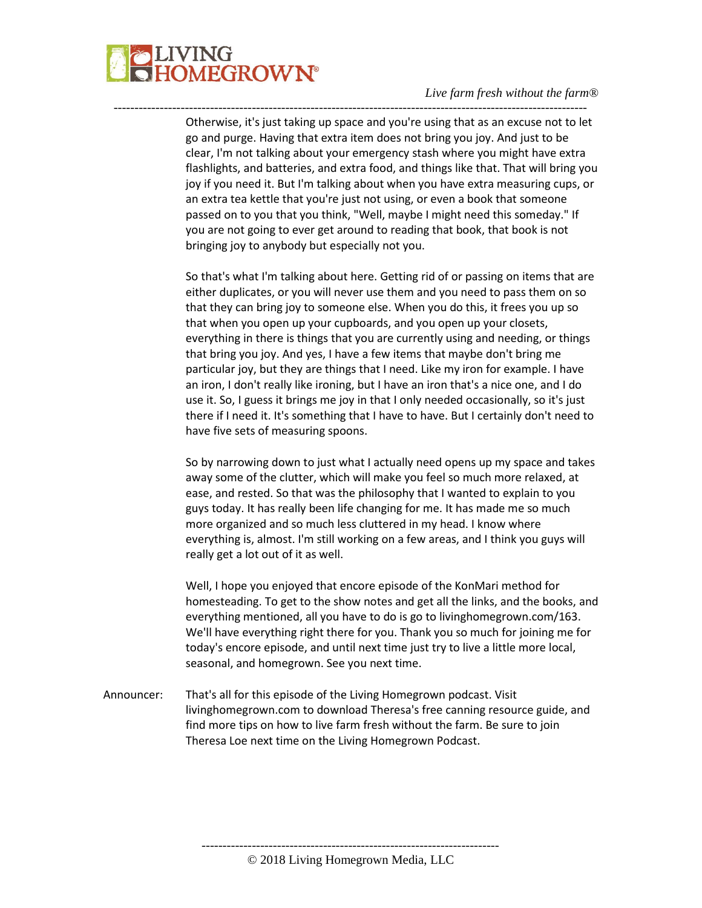Otherwise, it's just taking up space and you're using that as an excuse not to let go and purge. Having that extra item does not bring you joy. And just to be clear, I'm not talking about your emergency stash where you might have extra flashlights, and batteries, and extra food, and things like that. That will bring you joy if you need it. But I'm talking about when you have extra measuring cups, or an extra tea kettle that you're just not using, or even a book that someone passed on to you that you think, "Well, maybe I might need this someday." If you are not going to ever get around to reading that book, that book is not bringing joy to anybody but especially not you.

So that's what I'm talking about here. Getting rid of or passing on items that are either duplicates, or you will never use them and you need to pass them on so that they can bring joy to someone else. When you do this, it frees you up so that when you open up your cupboards, and you open up your closets, everything in there is things that you are currently using and needing, or things that bring you joy. And yes, I have a few items that maybe don't bring me particular joy, but they are things that I need. Like my iron for example. I have an iron, I don't really like ironing, but I have an iron that's a nice one, and I do use it. So, I guess it brings me joy in that I only needed occasionally, so it's just there if I need it. It's something that I have to have. But I certainly don't need to have five sets of measuring spoons.

So by narrowing down to just what I actually need opens up my space and takes away some of the clutter, which will make you feel so much more relaxed, at ease, and rested. So that was the philosophy that I wanted to explain to you guys today. It has really been life changing for me. It has made me so much more organized and so much less cluttered in my head. I know where everything is, almost. I'm still working on a few areas, and I think you guys will really get a lot out of it as well.

Well, I hope you enjoyed that encore episode of the KonMari method for homesteading. To get to the show notes and get all the links, and the books, and everything mentioned, all you have to do is go to livinghomegrown.com/163. We'll have everything right there for you. Thank you so much for joining me for today's encore episode, and until next time just try to live a little more local, seasonal, and homegrown. See you next time.

Announcer: That's all for this episode of the Living Homegrown podcast. Visit livinghomegrown.com to download Theresa's free canning resource guide, and find more tips on how to live farm fresh without the farm. Be sure to join Theresa Loe next time on the Living Homegrown Podcast.